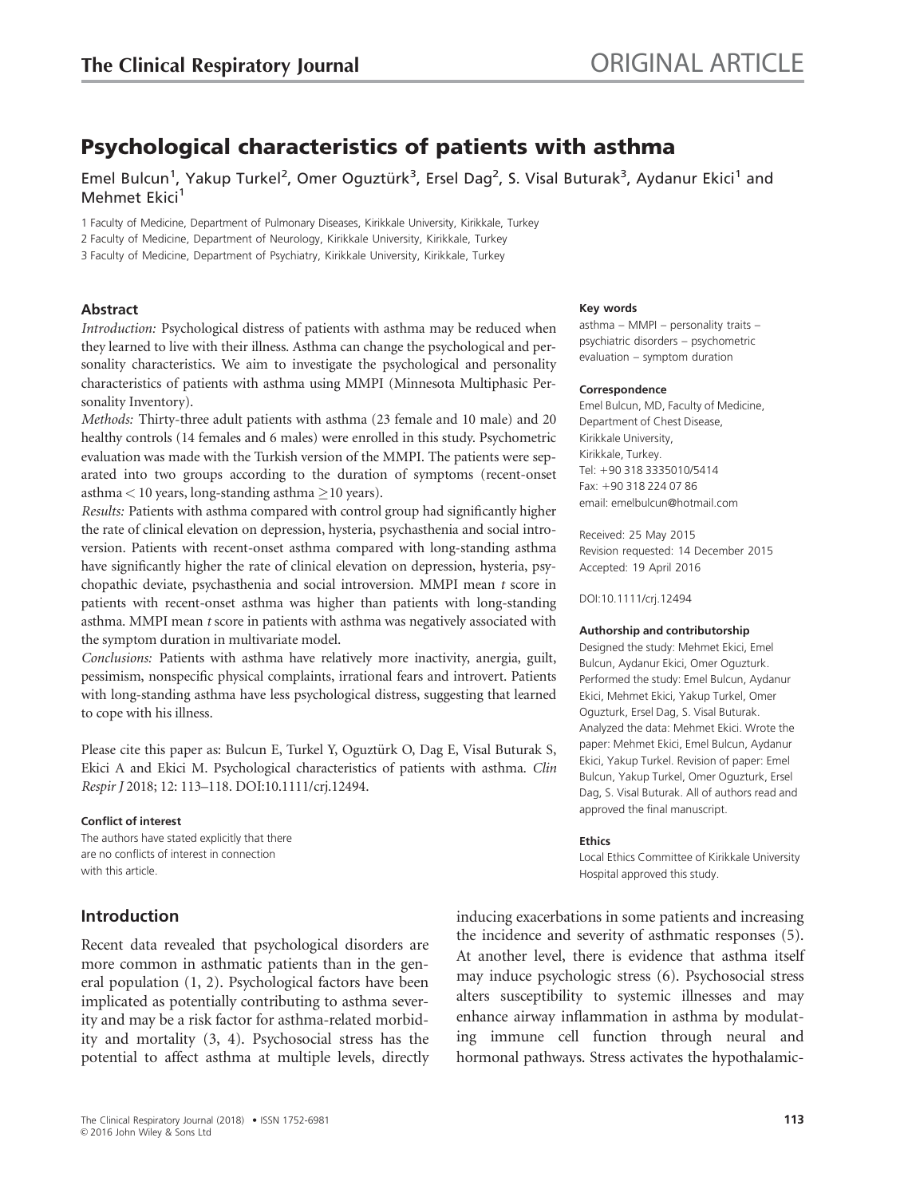ORIGINAL ARTICLE

# Psychological characteristics of patients with asthma

Emel Bulcun[1], Yakup Turkel[2], Omer Oguztürk[3], Ersel Dag[2], S. Visal Buturak[3], Aydanur Ekici[1] and Mehmet Ekici[1]

1 Faculty of Medicine, Department of Pulmonary Diseases, Kirikkale University, Kirikkale, Turkey
2 Faculty of Medicine, Department of Neurology, Kirikkale University, Kirikkale, Turkey
3 Faculty of Medicine, Department of Psychiatry, Kirikkale University, Kirikkale, Turkey

### Abstract

*Introduction:* Psychological distress of patients with asthma may be reduced when they learned to live with their illness. Asthma can change the psychological and personality characteristics. We aim to investigate the psychological and personality characteristics of patients with asthma using MMPI (Minnesota Multiphasic Personality Inventory).

*Methods:* Thirty-three adult patients with asthma (23 female and 10 male) and 20 healthy controls (14 females and 6 males) were enrolled in this study. Psychometric evaluation was made with the Turkish version of the MMPI. The patients were separated into two groups according to the duration of symptoms (recent-onset asthma < 10 years, long-standing asthma ≥10 years).

*Results:* Patients with asthma compared with control group had significantly higher the rate of clinical elevation on depression, hysteria, psychasthenia and social introversion. Patients with recent-onset asthma compared with long-standing asthma have significantly higher the rate of clinical elevation on depression, hysteria, psychopathic deviate, psychasthenia and social introversion. MMPI mean *t* score in patients with recent-onset asthma was higher than patients with long-standing asthma. MMPI mean *t* score in patients with asthma was negatively associated with the symptom duration in multivariate model.

*Conclusions:* Patients with asthma have relatively more inactivity, anergia, guilt, pessimism, nonspecific physical complaints, irrational fears and introvert. Patients with long-standing asthma have less psychological distress, suggesting that learned to cope with his illness.

Please cite this paper as: Bulcun E, Turkel Y, Oguztürk O, Dag E, Visal Buturak S, Ekici A and Ekici M. Psychological characteristics of patients with asthma. *Clin Respir J* 2018; 12: 113–118. DOI:10.1111/crj.12494.

#### Conflict of interest

The authors have stated explicitly that there are no conflicts of interest in connection with this article.

#### Key words

asthma – MMPI – personality traits – psychiatric disorders – psychometric evaluation – symptom duration

#### Correspondence

Emel Bulcun, MD, Faculty of Medicine, Department of Chest Disease, Kirikkale University, Kirikkale, Turkey.
Tel: +90 318 3335010/5414
Fax: +90 318 224 07 86
email: emelbulcun@hotmail.com

Received: 25 May 2015
Revision requested: 14 December 2015
Accepted: 19 April 2016

DOI:10.1111/crj.12494

#### Authorship and contributorship

Designed the study: Mehmet Ekici, Emel Bulcun, Aydanur Ekici, Omer Oguzturk. Performed the study: Emel Bulcun, Aydanur Ekici, Mehmet Ekici, Yakup Turkel, Omer Oguzturk, Ersel Dag, S. Visal Buturak. Analyzed the data: Mehmet Ekici. Wrote the paper: Mehmet Ekici, Emel Bulcun, Aydanur Ekici, Yakup Turkel. Revision of paper: Emel Bulcun, Yakup Turkel, Omer Oguzturk, Ersel Dag, S. Visal Buturak. All of authors read and approved the final manuscript.

#### Ethics

Local Ethics Committee of Kirikkale University Hospital approved this study.

## Introduction

Recent data revealed that psychological disorders are more common in asthmatic patients than in the general population (1, 2). Psychological factors have been implicated as potentially contributing to asthma severity and may be a risk factor for asthma-related morbidity and mortality (3, 4). Psychosocial stress has the potential to affect asthma at multiple levels, directly inducing exacerbations in some patients and increasing the incidence and severity of asthmatic responses (5). At another level, there is evidence that asthma itself may induce psychologic stress (6). Psychosocial stress alters susceptibility to systemic illnesses and may enhance airway inflammation in asthma by modulating immune cell function through neural and hormonal pathways. Stress activates the hypothalamic-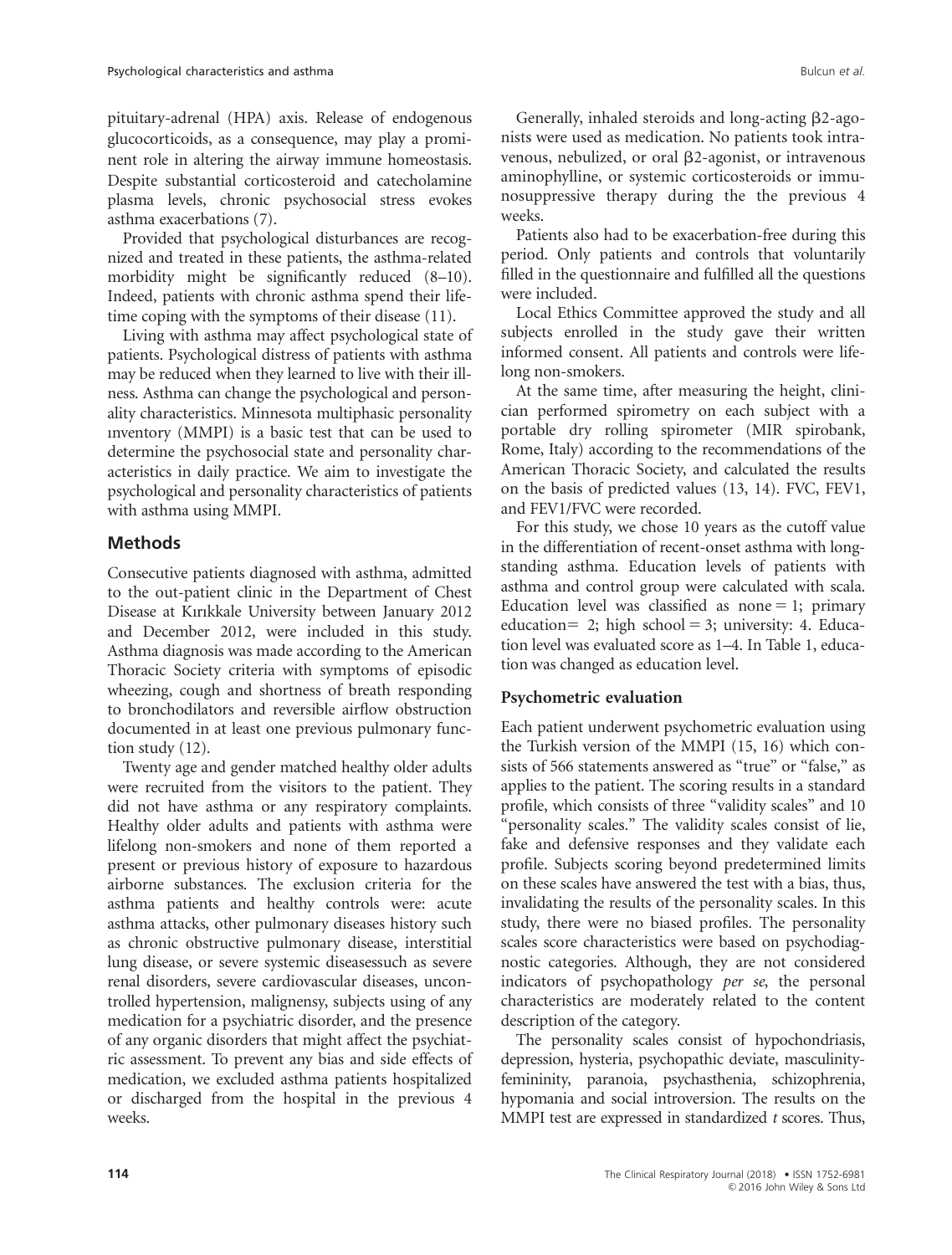pituitary-adrenal (HPA) axis. Release of endogenous glucocorticoids, as a consequence, may play a prominent role in altering the airway immune homeostasis. Despite substantial corticosteroid and catecholamine plasma levels, chronic psychosocial stress evokes asthma exacerbations (7).

Provided that psychological disturbances are recognized and treated in these patients, the asthma-related morbidity might be significantly reduced (8–10). Indeed, patients with chronic asthma spend their lifetime coping with the symptoms of their disease (11).

Living with asthma may affect psychological state of patients. Psychological distress of patients with asthma may be reduced when they learned to live with their illness. Asthma can change the psychological and personality characteristics. Minnesota multiphasic personality ınventory (MMPI) is a basic test that can be used to determine the psychosocial state and personality characteristics in daily practice. We aim to investigate the psychological and personality characteristics of patients with asthma using MMPI.

## Methods

Consecutive patients diagnosed with asthma, admitted to the out-patient clinic in the Department of Chest Disease at Kırıkkale University between January 2012 and December 2012, were included in this study. Asthma diagnosis was made according to the American Thoracic Society criteria with symptoms of episodic wheezing, cough and shortness of breath responding to bronchodilators and reversible airflow obstruction documented in at least one previous pulmonary function study (12).

Twenty age and gender matched healthy older adults were recruited from the visitors to the patient. They did not have asthma or any respiratory complaints. Healthy older adults and patients with asthma were lifelong non-smokers and none of them reported a present or previous history of exposure to hazardous airborne substances. The exclusion criteria for the asthma patients and healthy controls were: acute asthma attacks, other pulmonary diseases history such as chronic obstructive pulmonary disease, interstitial lung disease, or severe systemic diseasessuch as severe renal disorders, severe cardiovascular diseases, uncontrolled hypertension, malignensy, subjects using of any medication for a psychiatric disorder, and the presence of any organic disorders that might affect the psychiatric assessment. To prevent any bias and side effects of medication, we excluded asthma patients hospitalized or discharged from the hospital in the previous 4 weeks.

Generally, inhaled steroids and long-acting β2-agonists were used as medication. No patients took intravenous, nebulized, or oral β2-agonist, or intravenous aminophylline, or systemic corticosteroids or immunosuppressive therapy during the the previous 4 weeks.

Patients also had to be exacerbation-free during this period. Only patients and controls that voluntarily filled in the questionnaire and fulfilled all the questions were included.

Local Ethics Committee approved the study and all subjects enrolled in the study gave their written informed consent. All patients and controls were lifelong non-smokers.

At the same time, after measuring the height, clinician performed spirometry on each subject with a portable dry rolling spirometer (MIR spirobank, Rome, Italy) according to the recommendations of the American Thoracic Society, and calculated the results on the basis of predicted values (13, 14). FVC, FEV1, and FEV1/FVC were recorded.

For this study, we chose 10 years as the cutoff value in the differentiation of recent-onset asthma with longstanding asthma. Education levels of patients with asthma and control group were calculated with scala. Education level was classified as none = 1; primary education= 2; high school = 3; university: 4. Education level was evaluated score as 1–4. In Table 1, education was changed as education level.

### Psychometric evaluation

Each patient underwent psychometric evaluation using the Turkish version of the MMPI (15, 16) which consists of 566 statements answered as "true" or "false," as applies to the patient. The scoring results in a standard profile, which consists of three "validity scales" and 10 "personality scales." The validity scales consist of lie, fake and defensive responses and they validate each profile. Subjects scoring beyond predetermined limits on these scales have answered the test with a bias, thus, invalidating the results of the personality scales. In this study, there were no biased profiles. The personality scales score characteristics were based on psychodiagnostic categories. Although, they are not considered indicators of psychopathology *per se*, the personal characteristics are moderately related to the content description of the category.

The personality scales consist of hypochondriasis, depression, hysteria, psychopathic deviate, masculinity-femininity, paranoia, psychasthenia, schizophrenia, hypomania and social introversion. The results on the MMPI test are expressed in standardized *t* scores. Thus,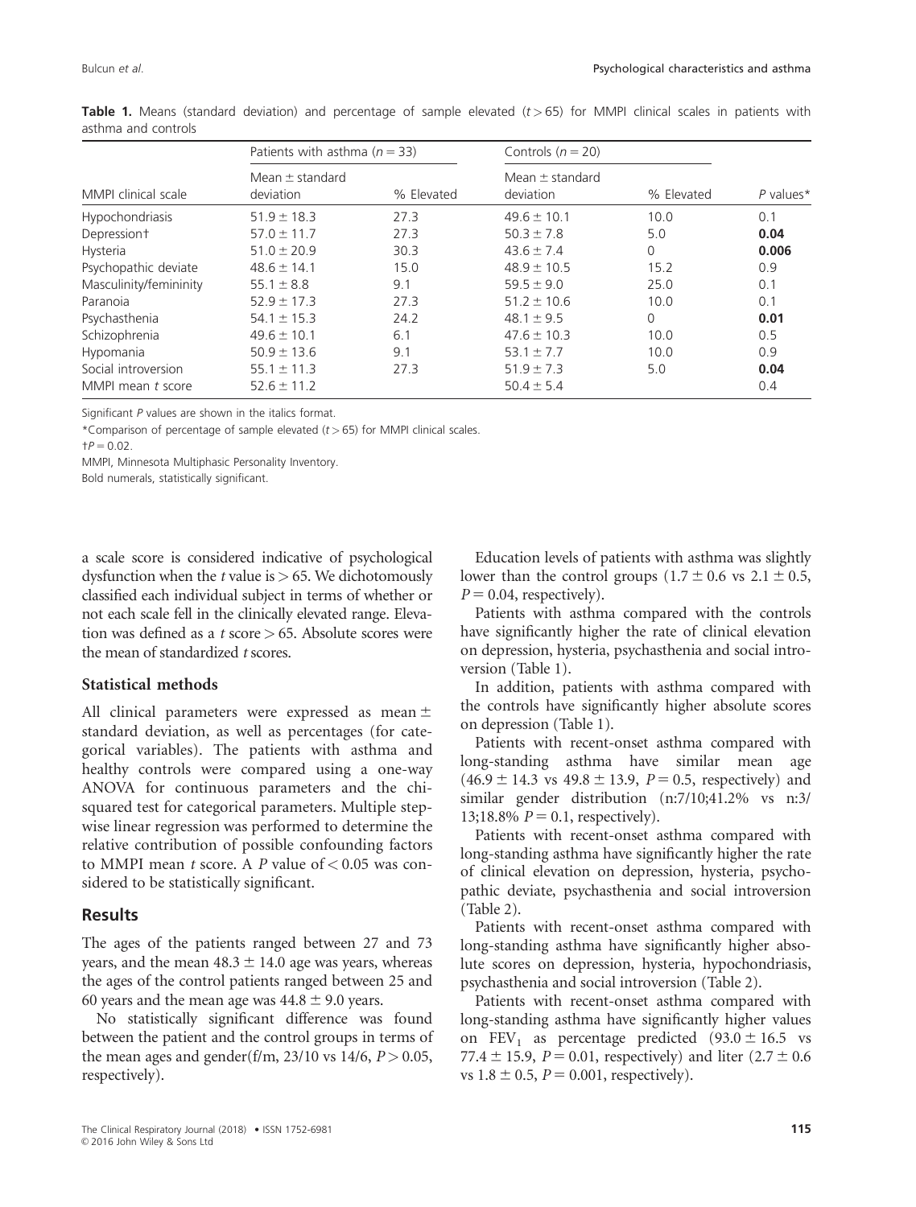**Table 1.** Means (standard deviation) and percentage of sample elevated ($t > 65$) for MMPI clinical scales in patients with asthma and controls

| | Patients with asthma ($n = 33$) | | Controls ($n = 20$) | | |
|---|---|---|---|---|---|
| MMPI clinical scale | Mean ± standard deviation | % Elevated | Mean ± standard deviation | % Elevated | *P* values* |
| Hypochondriasis | 51.9 ± 18.3 | 27.3 | 49.6 ± 10.1 | 10.0 | 0.1 |
| Depression† | 57.0 ± 11.7 | 27.3 | 50.3 ± 7.8 | 5.0 | **0.04** |
| Hysteria | 51.0 ± 20.9 | 30.3 | 43.6 ± 7.4 | 0 | **0.006** |
| Psychopathic deviate | 48.6 ± 14.1 | 15.0 | 48.9 ± 10.5 | 15.2 | 0.9 |
| Masculinity/femininity | 55.1 ± 8.8 | 9.1 | 59.5 ± 9.0 | 25.0 | 0.1 |
| Paranoia | 52.9 ± 17.3 | 27.3 | 51.2 ± 10.6 | 10.0 | 0.1 |
| Psychasthenia | 54.1 ± 15.3 | 24.2 | 48.1 ± 9.5 | 0 | **0.01** |
| Schizophrenia | 49.6 ± 10.1 | 6.1 | 47.6 ± 10.3 | 10.0 | 0.5 |
| Hypomania | 50.9 ± 13.6 | 9.1 | 53.1 ± 7.7 | 10.0 | 0.9 |
| Social introversion | 55.1 ± 11.3 | 27.3 | 51.9 ± 7.3 | 5.0 | **0.04** |
| MMPI mean *t* score | 52.6 ± 11.2 | | 50.4 ± 5.4 | | 0.4 |

Significant *P* values are shown in the italics format.

*Comparison of percentage of sample elevated ($t > 65$) for MMPI clinical scales.

†$P = 0.02$.

MMPI, Minnesota Multiphasic Personality Inventory.

Bold numerals, statistically significant.

a scale score is considered indicative of psychological dysfunction when the *t* value is > 65. We dichotomously classified each individual subject in terms of whether or not each scale fell in the clinically elevated range. Elevation was defined as a *t* score > 65. Absolute scores were the mean of standardized *t* scores.

### Statistical methods

All clinical parameters were expressed as mean ± standard deviation, as well as percentages (for categorical variables). The patients with asthma and healthy controls were compared using a one-way ANOVA for continuous parameters and the chi-squared test for categorical parameters. Multiple stepwise linear regression was performed to determine the relative contribution of possible confounding factors to MMPI mean *t* score. A *P* value of < 0.05 was considered to be statistically significant.

## Results

The ages of the patients ranged between 27 and 73 years, and the mean 48.3 ± 14.0 age was years, whereas the ages of the control patients ranged between 25 and 60 years and the mean age was 44.8 ± 9.0 years.

No statistically significant difference was found between the patient and the control groups in terms of the mean ages and gender(f/m, 23/10 vs 14/6, $P > 0.05$, respectively).

Education levels of patients with asthma was slightly lower than the control groups (1.7 ± 0.6 vs 2.1 ± 0.5, $P = 0.04$, respectively).

Patients with asthma compared with the controls have significantly higher the rate of clinical elevation on depression, hysteria, psychasthenia and social introversion (Table 1).

In addition, patients with asthma compared with the controls have significantly higher absolute scores on depression (Table 1).

Patients with recent-onset asthma compared with long-standing asthma have similar mean age (46.9 ± 14.3 vs 49.8 ± 13.9, $P = 0.5$, respectively) and similar gender distribution (n:7/10;41.2% vs n:3/13;18.8% $P = 0.1$, respectively).

Patients with recent-onset asthma compared with long-standing asthma have significantly higher the rate of clinical elevation on depression, hysteria, psychopathic deviate, psychasthenia and social introversion (Table 2).

Patients with recent-onset asthma compared with long-standing asthma have significantly higher absolute scores on depression, hysteria, hypochondriasis, psychasthenia and social introversion (Table 2).

Patients with recent-onset asthma compared with long-standing asthma have significantly higher values on $FEV_1$ as percentage predicted (93.0 ± 16.5 vs 77.4 ± 15.9, $P = 0.01$, respectively) and liter (2.7 ± 0.6 vs 1.8 ± 0.5, $P = 0.001$, respectively).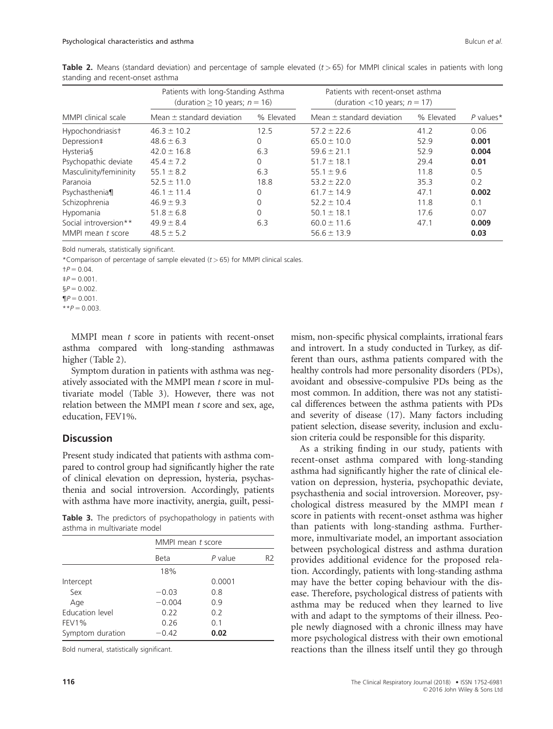**Table 2.** Means (standard deviation) and percentage of sample elevated ($t > 65$) for MMPI clinical scales in patients with long standing and recent-onset asthma

| MMPI clinical scale | Patients with long-Standing Asthma (duration ≥ 10 years; $n = 16$) | | Patients with recent-onset asthma (duration <10 years; $n = 17$) | | $P$ values* |
|---|---|---|---|---|---|
| | Mean ± standard deviation | % Elevated | Mean ± standard deviation | % Elevated | |
| Hypochondriasis† | 46.3 ± 10.2 | 12.5 | 57.2 ± 22.6 | 41.2 | 0.06 |
| Depression‡ | 48.6 ± 6.3 | 0 | 65.0 ± 10.0 | 52.9 | **0.001** |
| Hysteria§ | 42.0 ± 16.8 | 6.3 | 59.6 ± 21.1 | 52.9 | **0.004** |
| Psychopathic deviate | 45.4 ± 7.2 | 0 | 51.7 ± 18.1 | 29.4 | **0.01** |
| Masculinity/femininity | 55.1 ± 8.2 | 6.3 | 55.1 ± 9.6 | 11.8 | 0.5 |
| Paranoia | 52.5 ± 11.0 | 18.8 | 53.2 ± 22.0 | 35.3 | 0.2 |
| Psychasthenia¶ | 46.1 ± 11.4 | 0 | 61.7 ± 14.9 | 47.1 | **0.002** |
| Schizophrenia | 46.9 ± 9.3 | 0 | 52.2 ± 10.4 | 11.8 | 0.1 |
| Hypomania | 51.8 ± 6.8 | 0 | 50.1 ± 18.1 | 17.6 | 0.07 |
| Social introversion** | 49.9 ± 8.4 | 6.3 | 60.0 ± 11.6 | 47.1 | **0.009** |
| MMPI mean *t* score | 48.5 ± 5.2 | | 56.6 ± 13.9 | | **0.03** |

Bold numerals, statistically significant.

*Comparison of percentage of sample elevated ($t > 65$) for MMPI clinical scales.

†$P = 0.04$.

‡$P = 0.001$.

§$P = 0.002$.

¶$P = 0.001$.

**$P = 0.003$.

MMPI mean *t* score in patients with recent-onset asthma compared with long-standing asthmawas higher (Table 2).

Symptom duration in patients with asthma was negatively associated with the MMPI mean *t* score in multivariate model (Table 3). However, there was not relation between the MMPI mean *t* score and sex, age, education, FEV1%.

## Discussion

Present study indicated that patients with asthma compared to control group had significantly higher the rate of clinical elevation on depression, hysteria, psychasthenia and social introversion. Accordingly, patients with asthma have more inactivity, anergia, guilt, pessimism, non-specific physical complaints, irrational fears and introvert. In a study conducted in Turkey, as different than ours, asthma patients compared with the healthy controls had more personality disorders (PDs), avoidant and obsessive-compulsive PDs being as the most common. In addition, there was not any statistical differences between the asthma patients with PDs and severity of disease (17). Many factors including patient selection, disease severity, inclusion and exclusion criteria could be responsible for this disparity.

**Table 3.** The predictors of psychopathology in patients with asthma in multivariate model

| | MMPI mean *t* score | | |
|---|---|---|---|
| | Beta | *P* value | R2 |
| | 18% | | |
| Intercept | | 0.0001 | |
| Sex | −0.03 | 0.8 | |
| Age | −0.004 | 0.9 | |
| Education level | 0.22 | 0.2 | |
| FEV1% | 0.26 | 0.1 | |
| Symptom duration | −0.42 | **0.02** | |

Bold numeral, statistically significant.

As a striking finding in our study, patients with recent-onset asthma compared with long-standing asthma had significantly higher the rate of clinical elevation on depression, hysteria, psychopathic deviate, psychasthenia and social introversion. Moreover, psychological distress measured by the MMPI mean *t* score in patients with recent-onset asthma was higher than patients with long-standing asthma. Furthermore, inmultivariate model, an important association between psychological distress and asthma duration provides additional evidence for the proposed relation. Accordingly, patients with long-standing asthma may have the better coping behaviour with the disease. Therefore, psychological distress of patients with asthma may be reduced when they learned to live with and adapt to the symptoms of their illness. People newly diagnosed with a chronic illness may have more psychological distress with their own emotional reactions than the illness itself until they go through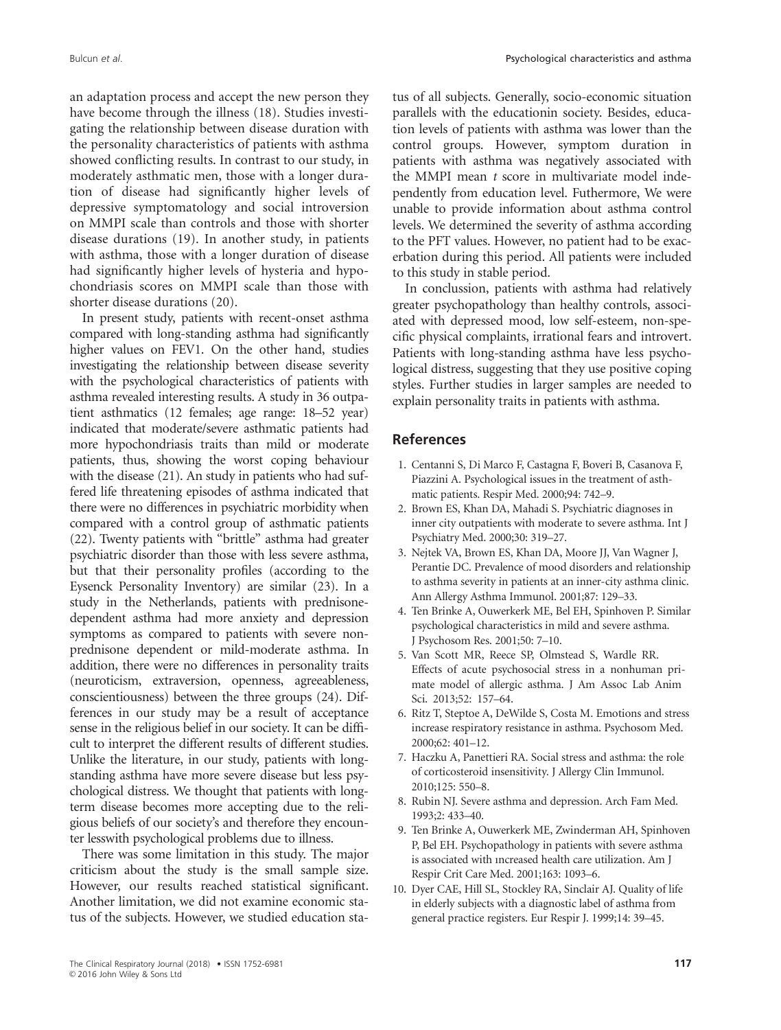an adaptation process and accept the new person they have become through the illness (18). Studies investigating the relationship between disease duration with the personality characteristics of patients with asthma showed conflicting results. In contrast to our study, in moderately asthmatic men, those with a longer duration of disease had significantly higher levels of depressive symptomatology and social introversion on MMPI scale than controls and those with shorter disease durations (19). In another study, in patients with asthma, those with a longer duration of disease had significantly higher levels of hysteria and hypochondriasis scores on MMPI scale than those with shorter disease durations (20).

In present study, patients with recent-onset asthma compared with long-standing asthma had significantly higher values on FEV1. On the other hand, studies investigating the relationship between disease severity with the psychological characteristics of patients with asthma revealed interesting results. A study in 36 outpatient asthmatics (12 females; age range: 18–52 year) indicated that moderate/severe asthmatic patients had more hypochondriasis traits than mild or moderate patients, thus, showing the worst coping behaviour with the disease (21). An study in patients who had suffered life threatening episodes of asthma indicated that there were no differences in psychiatric morbidity when compared with a control group of asthmatic patients (22). Twenty patients with "brittle" asthma had greater psychiatric disorder than those with less severe asthma, but that their personality profiles (according to the Eysenck Personality Inventory) are similar (23). In a study in the Netherlands, patients with prednisone-dependent asthma had more anxiety and depression symptoms as compared to patients with severe non-prednisone dependent or mild-moderate asthma. In addition, there were no differences in personality traits (neuroticism, extraversion, openness, agreeableness, conscientiousness) between the three groups (24). Differences in our study may be a result of acceptance sense in the religious belief in our society. It can be difficult to interpret the different results of different studies. Unlike the literature, in our study, patients with long-standing asthma have more severe disease but less psychological distress. We thought that patients with long-term disease becomes more accepting due to the religious beliefs of our society's and therefore they encounter lesswith psychological problems due to illness.

There was some limitation in this study. The major criticism about the study is the small sample size. However, our results reached statistical significant. Another limitation, we did not examine economic status of the subjects. However, we studied education status of all subjects. Generally, socio-economic situation parallels with the educationin society. Besides, education levels of patients with asthma was lower than the control groups. However, symptom duration in patients with asthma was negatively associated with the MMPI mean *t* score in multivariate model independently from education level. Futhermore, We were unable to provide information about asthma control levels. We determined the severity of asthma according to the PFT values. However, no patient had to be exacerbation during this period. All patients were included to this study in stable period.

In conclussion, patients with asthma had relatively greater psychopathology than healthy controls, associated with depressed mood, low self-esteem, non-specific physical complaints, irrational fears and introvert. Patients with long-standing asthma have less psychological distress, suggesting that they use positive coping styles. Further studies in larger samples are needed to explain personality traits in patients with asthma.

## References

1. Centanni S, Di Marco F, Castagna F, Boveri B, Casanova F, Piazzini A. Psychological issues in the treatment of asthmatic patients. Respir Med. 2000;94: 742–9.
2. Brown ES, Khan DA, Mahadi S. Psychiatric diagnoses in inner city outpatients with moderate to severe asthma. Int J Psychiatry Med. 2000;30: 319–27.
3. Nejtek VA, Brown ES, Khan DA, Moore JJ, Van Wagner J, Perantie DC. Prevalence of mood disorders and relationship to asthma severity in patients at an inner-city asthma clinic. Ann Allergy Asthma Immunol. 2001;87: 129–33.
4. Ten Brinke A, Ouwerkerk ME, Bel EH, Spinhoven P. Similar psychological characteristics in mild and severe asthma. J Psychosom Res. 2001;50: 7–10.
5. Van Scott MR, Reece SP, Olmstead S, Wardle RR. Effects of acute psychosocial stress in a nonhuman primate model of allergic asthma. J Am Assoc Lab Anim Sci. 2013;52: 157–64.
6. Ritz T, Steptoe A, DeWilde S, Costa M. Emotions and stress increase respiratory resistance in asthma. Psychosom Med. 2000;62: 401–12.
7. Haczku A, Panettieri RA. Social stress and asthma: the role of corticosteroid insensitivity. J Allergy Clin Immunol. 2010;125: 550–8.
8. Rubin NJ. Severe asthma and depression. Arch Fam Med. 1993;2: 433–40.
9. Ten Brinke A, Ouwerkerk ME, Zwinderman AH, Spinhoven P, Bel EH. Psychopathology in patients with severe asthma is associated with ıncreased health care utilization. Am J Respir Crit Care Med. 2001;163: 1093–6.
10. Dyer CAE, Hill SL, Stockley RA, Sinclair AJ. Quality of life in elderly subjects with a diagnostic label of asthma from general practice registers. Eur Respir J. 1999;14: 39–45.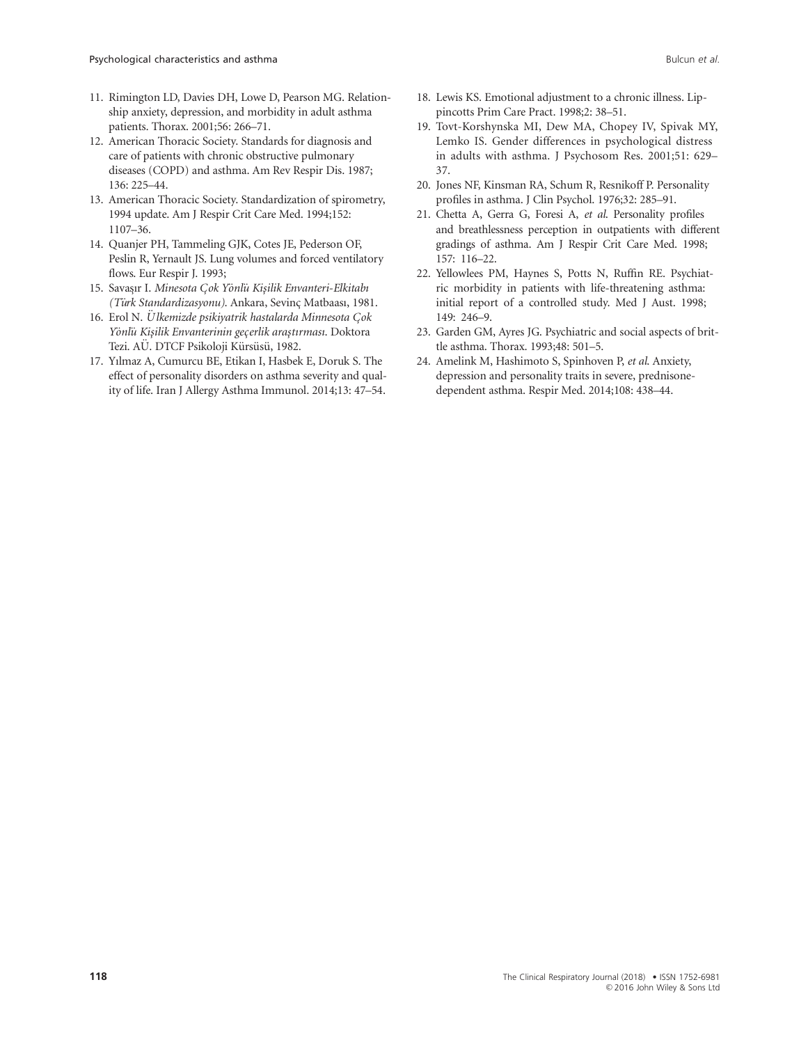11. Rimington LD, Davies DH, Lowe D, Pearson MG. Relationship anxiety, depression, and morbidity in adult asthma patients. Thorax. 2001;56: 266–71.
12. American Thoracic Society. Standards for diagnosis and care of patients with chronic obstructive pulmonary diseases (COPD) and asthma. Am Rev Respir Dis. 1987; 136: 225–44.
13. American Thoracic Society. Standardization of spirometry, 1994 update. Am J Respir Crit Care Med. 1994;152: 1107–36.
14. Quanjer PH, Tammeling GJK, Cotes JE, Pederson OF, Peslin R, Yernault JS. Lung volumes and forced ventilatory flows. Eur Respir J. 1993;
15. Savaşır I. *Minesota Çok Yönlü Kişilik Envanteri-Elkitabı (Türk Standardizasyonu)*. Ankara, Sevinç Matbaası, 1981.
16. Erol N. *Ülkemizde psikiyatrik hastalarda Minnesota Çok Yönlü Kişilik Envanterinin geçerlik araştırması*. Doktora Tezi. AÜ. DTCF Psikoloji Kürsüsü, 1982.
17. Yılmaz A, Cumurcu BE, Etikan I, Hasbek E, Doruk S. The effect of personality disorders on asthma severity and quality of life. Iran J Allergy Asthma Immunol. 2014;13: 47–54.
18. Lewis KS. Emotional adjustment to a chronic illness. Lippincotts Prim Care Pract. 1998;2: 38–51.
19. Tovt-Korshynska MI, Dew MA, Chopey IV, Spivak MY, Lemko IS. Gender differences in psychological distress in adults with asthma. J Psychosom Res. 2001;51: 629–37.
20. Jones NF, Kinsman RA, Schum R, Resnikoff P. Personality profiles in asthma. J Clin Psychol. 1976;32: 285–91.
21. Chetta A, Gerra G, Foresi A, *et al*. Personality profiles and breathlessness perception in outpatients with different gradings of asthma. Am J Respir Crit Care Med. 1998; 157: 116–22.
22. Yellowlees PM, Haynes S, Potts N, Ruffin RE. Psychiatric morbidity in patients with life-threatening asthma: initial report of a controlled study. Med J Aust. 1998; 149: 246–9.
23. Garden GM, Ayres JG. Psychiatric and social aspects of brittle asthma. Thorax. 1993;48: 501–5.
24. Amelink M, Hashimoto S, Spinhoven P, *et al*. Anxiety, depression and personality traits in severe, prednisone-dependent asthma. Respir Med. 2014;108: 438–44.